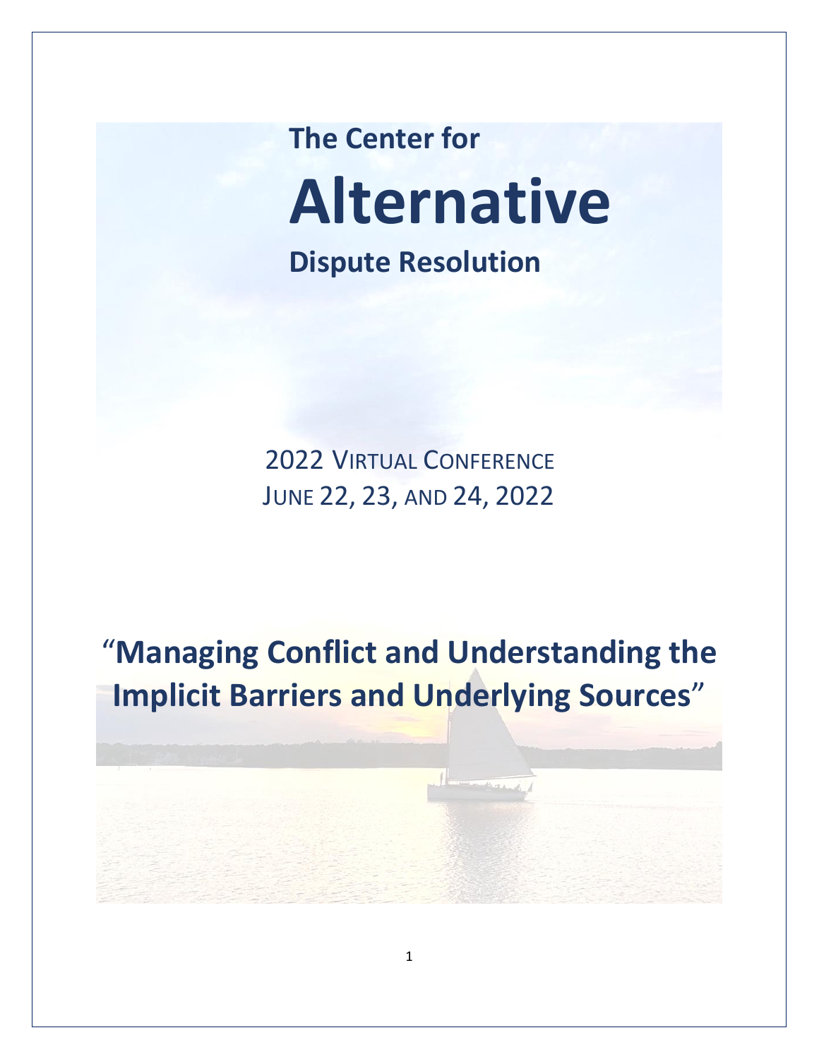# The Center for Alternative Dispute Resolution

2022 VIRTUAL CONFERENCE
JUNE 22, 23, AND 24, 2022

## "Managing Conflict and Understanding the Implicit Barriers and Underlying Sources"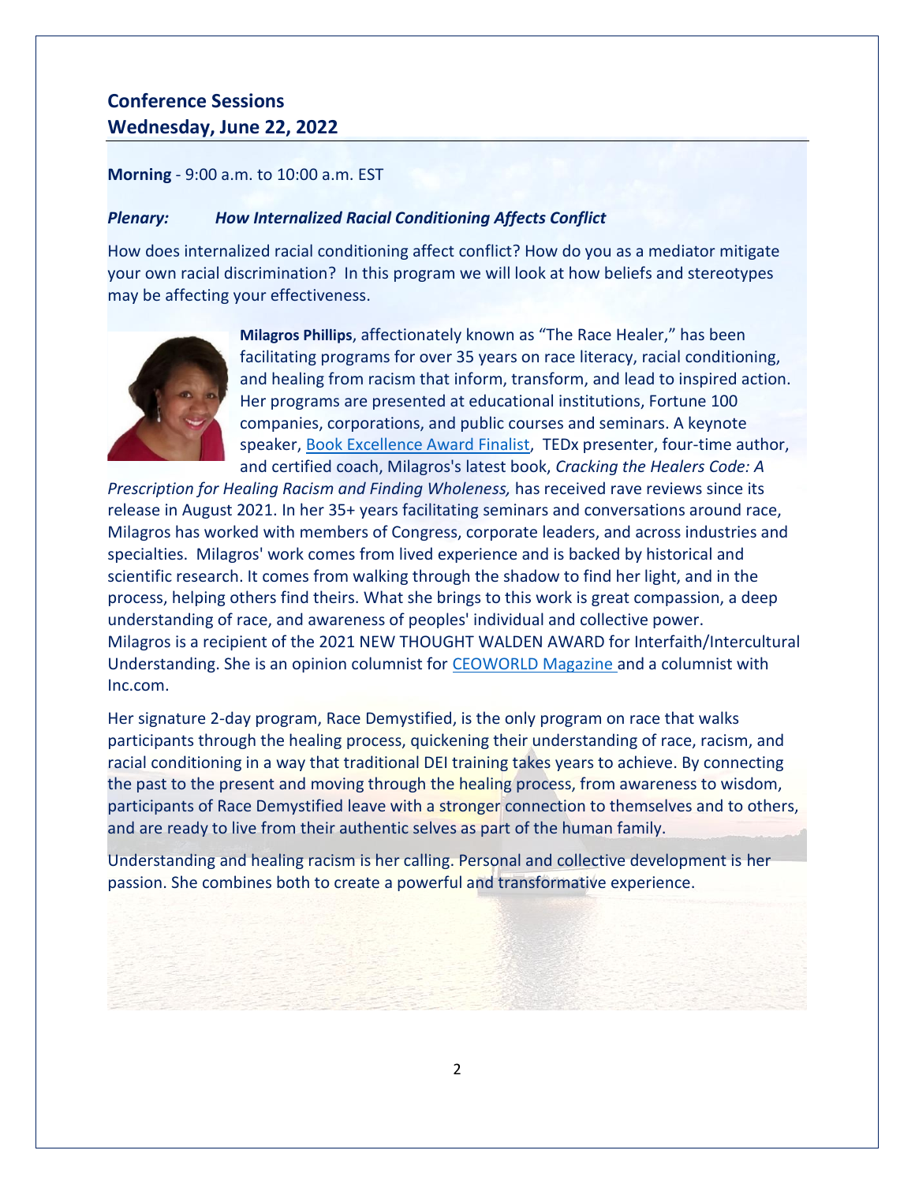## Conference Sessions
## Wednesday, June 22, 2022

**Morning** - 9:00 a.m. to 10:00 a.m. EST

***Plenary: How Internalized Racial Conditioning Affects Conflict***

How does internalized racial conditioning affect conflict? How do you as a mediator mitigate your own racial discrimination? In this program we will look at how beliefs and stereotypes may be affecting your effectiveness.

**Milagros Phillips**, affectionately known as "The Race Healer," has been facilitating programs for over 35 years on race literacy, racial conditioning, and healing from racism that inform, transform, and lead to inspired action. Her programs are presented at educational institutions, Fortune 100 companies, corporations, and public courses and seminars. A keynote speaker, Book Excellence Award Finalist, TEDx presenter, four-time author, and certified coach, Milagros's latest book, *Cracking the Healers Code: A Prescription for Healing Racism and Finding Wholeness,* has received rave reviews since its release in August 2021. In her 35+ years facilitating seminars and conversations around race, Milagros has worked with members of Congress, corporate leaders, and across industries and specialties. Milagros' work comes from lived experience and is backed by historical and scientific research. It comes from walking through the shadow to find her light, and in the process, helping others find theirs. What she brings to this work is great compassion, a deep understanding of race, and awareness of peoples' individual and collective power. Milagros is a recipient of the 2021 NEW THOUGHT WALDEN AWARD for Interfaith/Intercultural Understanding. She is an opinion columnist for CEOWORLD Magazine and a columnist with Inc.com.

Her signature 2-day program, Race Demystified, is the only program on race that walks participants through the healing process, quickening their understanding of race, racism, and racial conditioning in a way that traditional DEI training takes years to achieve. By connecting the past to the present and moving through the healing process, from awareness to wisdom, participants of Race Demystified leave with a stronger connection to themselves and to others, and are ready to live from their authentic selves as part of the human family.

Understanding and healing racism is her calling. Personal and collective development is her passion. She combines both to create a powerful and transformative experience.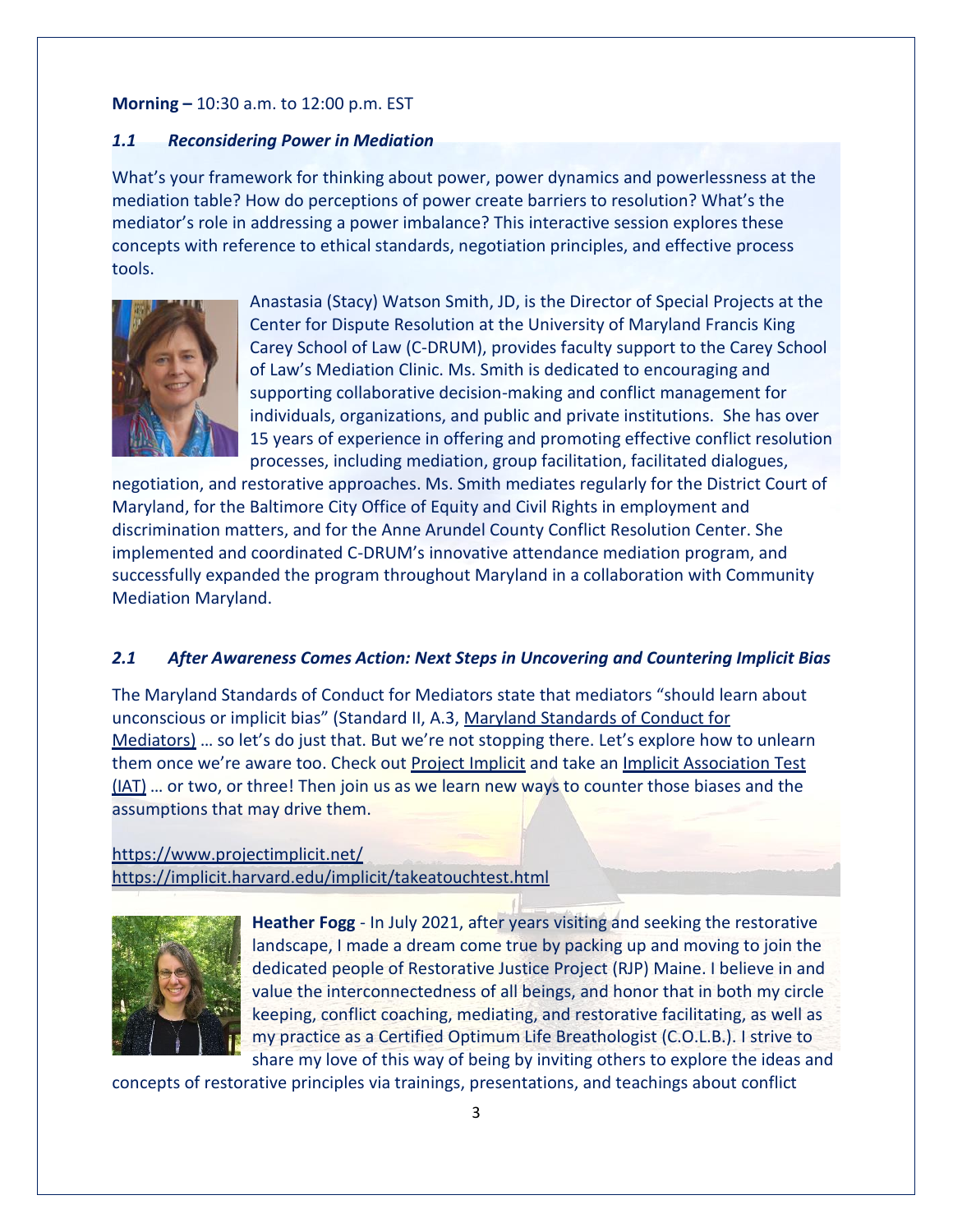**Morning –** 10:30 a.m. to 12:00 p.m. EST

### *1.1 Reconsidering Power in Mediation*

What's your framework for thinking about power, power dynamics and powerlessness at the mediation table? How do perceptions of power create barriers to resolution? What's the mediator's role in addressing a power imbalance? This interactive session explores these concepts with reference to ethical standards, negotiation principles, and effective process tools.

Anastasia (Stacy) Watson Smith, JD, is the Director of Special Projects at the Center for Dispute Resolution at the University of Maryland Francis King Carey School of Law (C-DRUM), provides faculty support to the Carey School of Law's Mediation Clinic. Ms. Smith is dedicated to encouraging and supporting collaborative decision-making and conflict management for individuals, organizations, and public and private institutions. She has over 15 years of experience in offering and promoting effective conflict resolution processes, including mediation, group facilitation, facilitated dialogues, negotiation, and restorative approaches. Ms. Smith mediates regularly for the District Court of Maryland, for the Baltimore City Office of Equity and Civil Rights in employment and discrimination matters, and for the Anne Arundel County Conflict Resolution Center. She implemented and coordinated C-DRUM's innovative attendance mediation program, and successfully expanded the program throughout Maryland in a collaboration with Community Mediation Maryland.

### *2.1 After Awareness Comes Action: Next Steps in Uncovering and Countering Implicit Bias*

The Maryland Standards of Conduct for Mediators state that mediators "should learn about unconscious or implicit bias" (Standard II, A.3, Maryland Standards of Conduct for Mediators) … so let's do just that. But we're not stopping there. Let's explore how to unlearn them once we're aware too. Check out Project Implicit and take an Implicit Association Test (IAT) … or two, or three! Then join us as we learn new ways to counter those biases and the assumptions that may drive them.

https://www.projectimplicit.net/
https://implicit.harvard.edu/implicit/takeatouchtest.html

**Heather Fogg** - In July 2021, after years visiting and seeking the restorative landscape, I made a dream come true by packing up and moving to join the dedicated people of Restorative Justice Project (RJP) Maine. I believe in and value the interconnectedness of all beings, and honor that in both my circle keeping, conflict coaching, mediating, and restorative facilitating, as well as my practice as a Certified Optimum Life Breathologist (C.O.L.B.). I strive to share my love of this way of being by inviting others to explore the ideas and concepts of restorative principles via trainings, presentations, and teachings about conflict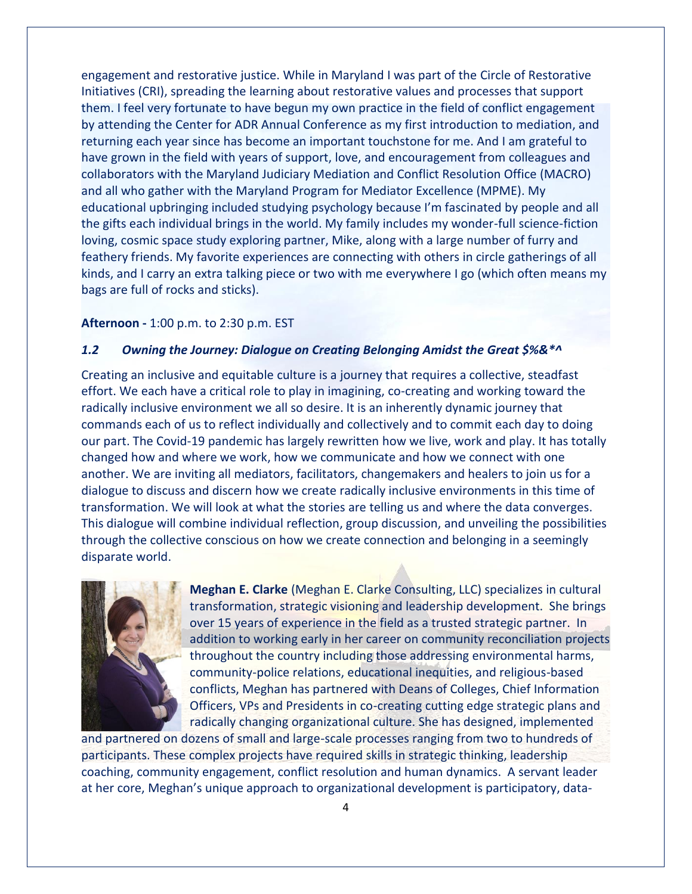engagement and restorative justice. While in Maryland I was part of the Circle of Restorative Initiatives (CRI), spreading the learning about restorative values and processes that support them. I feel very fortunate to have begun my own practice in the field of conflict engagement by attending the Center for ADR Annual Conference as my first introduction to mediation, and returning each year since has become an important touchstone for me. And I am grateful to have grown in the field with years of support, love, and encouragement from colleagues and collaborators with the Maryland Judiciary Mediation and Conflict Resolution Office (MACRO) and all who gather with the Maryland Program for Mediator Excellence (MPME). My educational upbringing included studying psychology because I'm fascinated by people and all the gifts each individual brings in the world. My family includes my wonder-full science-fiction loving, cosmic space study exploring partner, Mike, along with a large number of furry and feathery friends. My favorite experiences are connecting with others in circle gatherings of all kinds, and I carry an extra talking piece or two with me everywhere I go (which often means my bags are full of rocks and sticks).

**Afternoon -** 1:00 p.m. to 2:30 p.m. EST

### *1.2 Owning the Journey: Dialogue on Creating Belonging Amidst the Great $%&*^*

Creating an inclusive and equitable culture is a journey that requires a collective, steadfast effort. We each have a critical role to play in imagining, co-creating and working toward the radically inclusive environment we all so desire. It is an inherently dynamic journey that commands each of us to reflect individually and collectively and to commit each day to doing our part. The Covid-19 pandemic has largely rewritten how we live, work and play. It has totally changed how and where we work, how we communicate and how we connect with one another. We are inviting all mediators, facilitators, changemakers and healers to join us for a dialogue to discuss and discern how we create radically inclusive environments in this time of transformation. We will look at what the stories are telling us and where the data converges. This dialogue will combine individual reflection, group discussion, and unveiling the possibilities through the collective conscious on how we create connection and belonging in a seemingly disparate world.

**Meghan E. Clarke** (Meghan E. Clarke Consulting, LLC) specializes in cultural transformation, strategic visioning and leadership development. She brings over 15 years of experience in the field as a trusted strategic partner. In addition to working early in her career on community reconciliation projects throughout the country including those addressing environmental harms, community-police relations, educational inequities, and religious-based conflicts, Meghan has partnered with Deans of Colleges, Chief Information Officers, VPs and Presidents in co-creating cutting edge strategic plans and radically changing organizational culture. She has designed, implemented and partnered on dozens of small and large-scale processes ranging from two to hundreds of participants. These complex projects have required skills in strategic thinking, leadership coaching, community engagement, conflict resolution and human dynamics. A servant leader at her core, Meghan's unique approach to organizational development is participatory, data-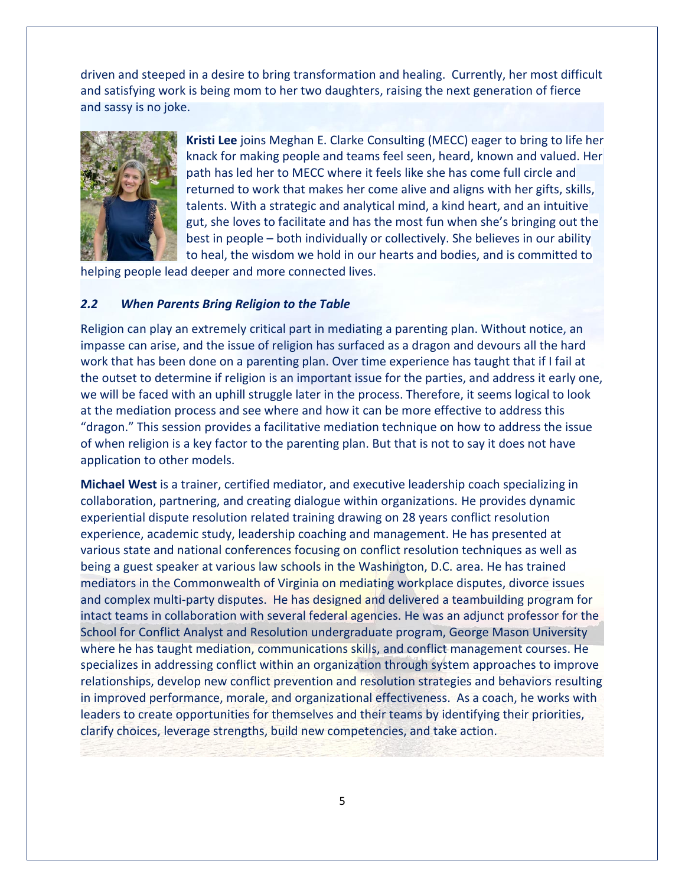driven and steeped in a desire to bring transformation and healing. Currently, her most difficult and satisfying work is being mom to her two daughters, raising the next generation of fierce and sassy is no joke.

**Kristi Lee** joins Meghan E. Clarke Consulting (MECC) eager to bring to life her knack for making people and teams feel seen, heard, known and valued. Her path has led her to MECC where it feels like she has come full circle and returned to work that makes her come alive and aligns with her gifts, skills, talents. With a strategic and analytical mind, a kind heart, and an intuitive gut, she loves to facilitate and has the most fun when she's bringing out the best in people – both individually or collectively. She believes in our ability to heal, the wisdom we hold in our hearts and bodies, and is committed to helping people lead deeper and more connected lives.

### *2.2 When Parents Bring Religion to the Table*

Religion can play an extremely critical part in mediating a parenting plan. Without notice, an impasse can arise, and the issue of religion has surfaced as a dragon and devours all the hard work that has been done on a parenting plan. Over time experience has taught that if I fail at the outset to determine if religion is an important issue for the parties, and address it early one, we will be faced with an uphill struggle later in the process. Therefore, it seems logical to look at the mediation process and see where and how it can be more effective to address this "dragon." This session provides a facilitative mediation technique on how to address the issue of when religion is a key factor to the parenting plan. But that is not to say it does not have application to other models.

**Michael West** is a trainer, certified mediator, and executive leadership coach specializing in collaboration, partnering, and creating dialogue within organizations. He provides dynamic experiential dispute resolution related training drawing on 28 years conflict resolution experience, academic study, leadership coaching and management. He has presented at various state and national conferences focusing on conflict resolution techniques as well as being a guest speaker at various law schools in the Washington, D.C. area. He has trained mediators in the Commonwealth of Virginia on mediating workplace disputes, divorce issues and complex multi-party disputes. He has designed and delivered a teambuilding program for intact teams in collaboration with several federal agencies. He was an adjunct professor for the School for Conflict Analyst and Resolution undergraduate program, George Mason University where he has taught mediation, communications skills, and conflict management courses. He specializes in addressing conflict within an organization through system approaches to improve relationships, develop new conflict prevention and resolution strategies and behaviors resulting in improved performance, morale, and organizational effectiveness. As a coach, he works with leaders to create opportunities for themselves and their teams by identifying their priorities, clarify choices, leverage strengths, build new competencies, and take action.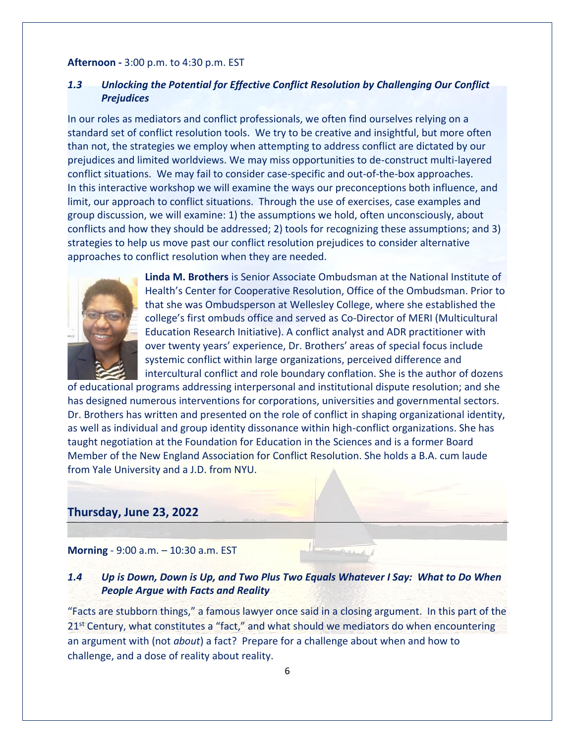**Afternoon -** 3:00 p.m. to 4:30 p.m. EST

### *1.3 Unlocking the Potential for Effective Conflict Resolution by Challenging Our Conflict Prejudices*

In our roles as mediators and conflict professionals, we often find ourselves relying on a standard set of conflict resolution tools. We try to be creative and insightful, but more often than not, the strategies we employ when attempting to address conflict are dictated by our prejudices and limited worldviews. We may miss opportunities to de-construct multi-layered conflict situations. We may fail to consider case-specific and out-of-the-box approaches. In this interactive workshop we will examine the ways our preconceptions both influence, and limit, our approach to conflict situations. Through the use of exercises, case examples and group discussion, we will examine: 1) the assumptions we hold, often unconsciously, about conflicts and how they should be addressed; 2) tools for recognizing these assumptions; and 3) strategies to help us move past our conflict resolution prejudices to consider alternative approaches to conflict resolution when they are needed.

**Linda M. Brothers** is Senior Associate Ombudsman at the National Institute of Health's Center for Cooperative Resolution, Office of the Ombudsman. Prior to that she was Ombudsperson at Wellesley College, where she established the college's first ombuds office and served as Co-Director of MERI (Multicultural Education Research Initiative). A conflict analyst and ADR practitioner with over twenty years' experience, Dr. Brothers' areas of special focus include systemic conflict within large organizations, perceived difference and intercultural conflict and role boundary conflation. She is the author of dozens of educational programs addressing interpersonal and institutional dispute resolution; and she has designed numerous interventions for corporations, universities and governmental sectors. Dr. Brothers has written and presented on the role of conflict in shaping organizational identity, as well as individual and group identity dissonance within high-conflict organizations. She has taught negotiation at the Foundation for Education in the Sciences and is a former Board Member of the New England Association for Conflict Resolution. She holds a B.A. cum laude from Yale University and a J.D. from NYU.

## Thursday, June 23, 2022

**Morning** - 9:00 a.m. – 10:30 a.m. EST

### *1.4 Up is Down, Down is Up, and Two Plus Two Equals Whatever I Say: What to Do When People Argue with Facts and Reality*

"Facts are stubborn things," a famous lawyer once said in a closing argument. In this part of the 21st Century, what constitutes a "fact," and what should we mediators do when encountering an argument with (not *about*) a fact? Prepare for a challenge about when and how to challenge, and a dose of reality about reality.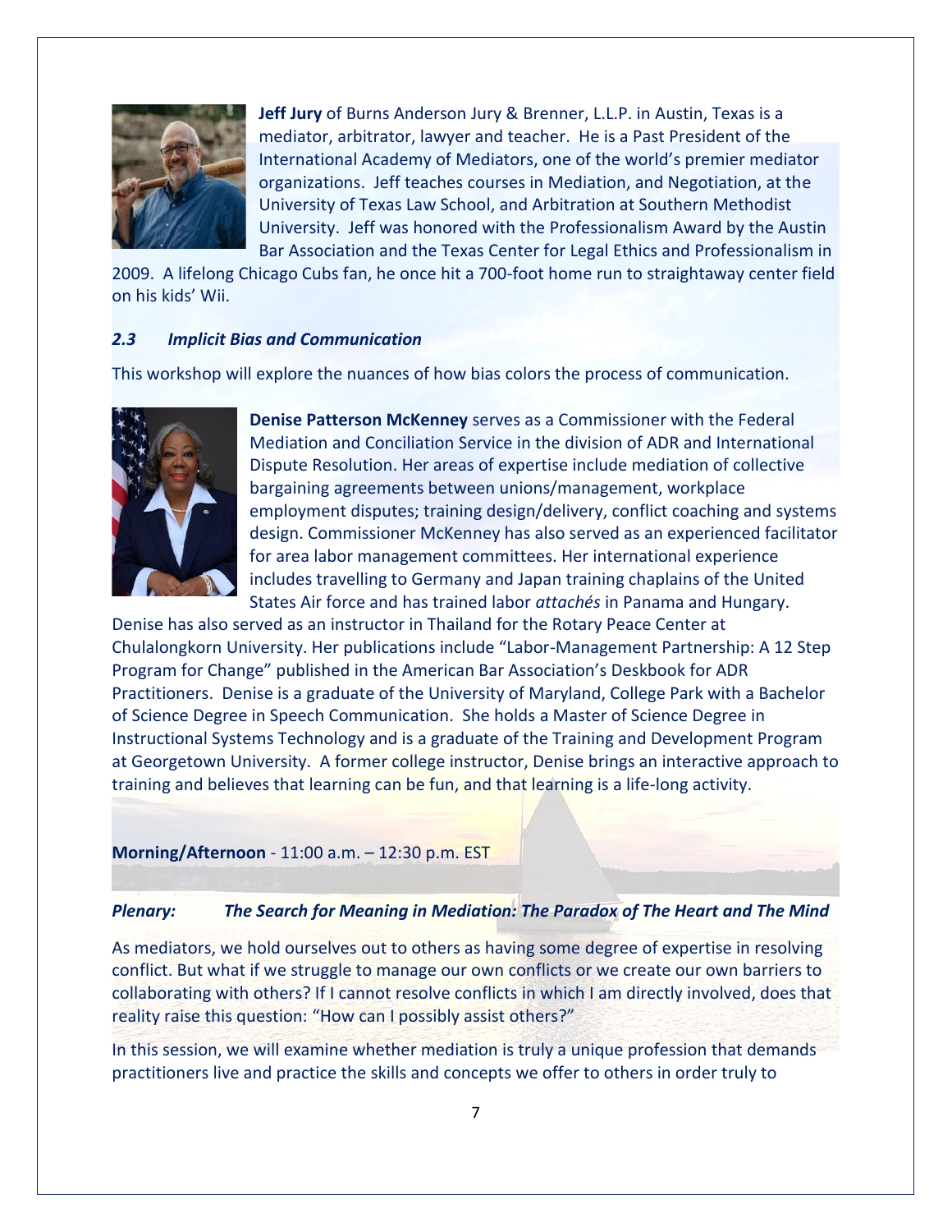**Jeff Jury** of Burns Anderson Jury & Brenner, L.L.P. in Austin, Texas is a mediator, arbitrator, lawyer and teacher. He is a Past President of the International Academy of Mediators, one of the world's premier mediator organizations. Jeff teaches courses in Mediation, and Negotiation, at the University of Texas Law School, and Arbitration at Southern Methodist University. Jeff was honored with the Professionalism Award by the Austin Bar Association and the Texas Center for Legal Ethics and Professionalism in 2009. A lifelong Chicago Cubs fan, he once hit a 700-foot home run to straightaway center field on his kids' Wii.

### *2.3 Implicit Bias and Communication*

This workshop will explore the nuances of how bias colors the process of communication.

**Denise Patterson McKenney** serves as a Commissioner with the Federal Mediation and Conciliation Service in the division of ADR and International Dispute Resolution. Her areas of expertise include mediation of collective bargaining agreements between unions/management, workplace employment disputes; training design/delivery, conflict coaching and systems design. Commissioner McKenney has also served as an experienced facilitator for area labor management committees. Her international experience includes travelling to Germany and Japan training chaplains of the United States Air force and has trained labor *attachés* in Panama and Hungary. Denise has also served as an instructor in Thailand for the Rotary Peace Center at Chulalongkorn University. Her publications include "Labor-Management Partnership: A 12 Step Program for Change" published in the American Bar Association's Deskbook for ADR Practitioners. Denise is a graduate of the University of Maryland, College Park with a Bachelor of Science Degree in Speech Communication. She holds a Master of Science Degree in Instructional Systems Technology and is a graduate of the Training and Development Program at Georgetown University. A former college instructor, Denise brings an interactive approach to training and believes that learning can be fun, and that learning is a life-long activity.

**Morning/Afternoon** - 11:00 a.m. – 12:30 p.m. EST

***Plenary: The Search for Meaning in Mediation: The Paradox of The Heart and The Mind***

As mediators, we hold ourselves out to others as having some degree of expertise in resolving conflict. But what if we struggle to manage our own conflicts or we create our own barriers to collaborating with others? If I cannot resolve conflicts in which I am directly involved, does that reality raise this question: "How can I possibly assist others?"

In this session, we will examine whether mediation is truly a unique profession that demands practitioners live and practice the skills and concepts we offer to others in order truly to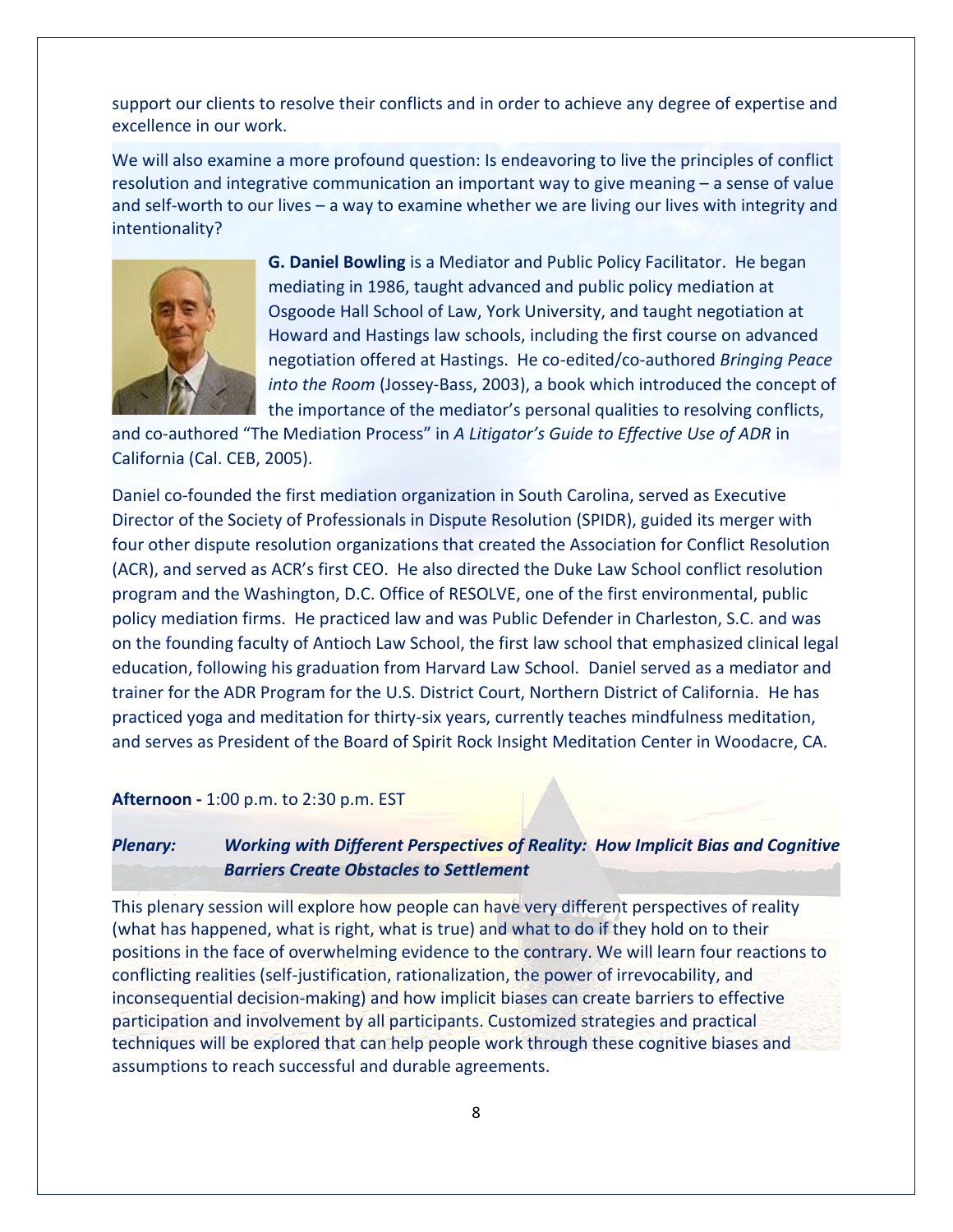support our clients to resolve their conflicts and in order to achieve any degree of expertise and excellence in our work.

We will also examine a more profound question: Is endeavoring to live the principles of conflict resolution and integrative communication an important way to give meaning – a sense of value and self-worth to our lives – a way to examine whether we are living our lives with integrity and intentionality?

**G. Daniel Bowling** is a Mediator and Public Policy Facilitator. He began mediating in 1986, taught advanced and public policy mediation at Osgoode Hall School of Law, York University, and taught negotiation at Howard and Hastings law schools, including the first course on advanced negotiation offered at Hastings. He co-edited/co-authored *Bringing Peace into the Room* (Jossey-Bass, 2003), a book which introduced the concept of the importance of the mediator's personal qualities to resolving conflicts, and co-authored "The Mediation Process" in *A Litigator's Guide to Effective Use of ADR* in California (Cal. CEB, 2005).

Daniel co-founded the first mediation organization in South Carolina, served as Executive Director of the Society of Professionals in Dispute Resolution (SPIDR), guided its merger with four other dispute resolution organizations that created the Association for Conflict Resolution (ACR), and served as ACR's first CEO. He also directed the Duke Law School conflict resolution program and the Washington, D.C. Office of RESOLVE, one of the first environmental, public policy mediation firms. He practiced law and was Public Defender in Charleston, S.C. and was on the founding faculty of Antioch Law School, the first law school that emphasized clinical legal education, following his graduation from Harvard Law School. Daniel served as a mediator and trainer for the ADR Program for the U.S. District Court, Northern District of California. He has practiced yoga and meditation for thirty-six years, currently teaches mindfulness meditation, and serves as President of the Board of Spirit Rock Insight Meditation Center in Woodacre, CA.

**Afternoon -** 1:00 p.m. to 2:30 p.m. EST

***Plenary: Working with Different Perspectives of Reality: How Implicit Bias and Cognitive Barriers Create Obstacles to Settlement***

This plenary session will explore how people can have very different perspectives of reality (what has happened, what is right, what is true) and what to do if they hold on to their positions in the face of overwhelming evidence to the contrary. We will learn four reactions to conflicting realities (self-justification, rationalization, the power of irrevocability, and inconsequential decision-making) and how implicit biases can create barriers to effective participation and involvement by all participants. Customized strategies and practical techniques will be explored that can help people work through these cognitive biases and assumptions to reach successful and durable agreements.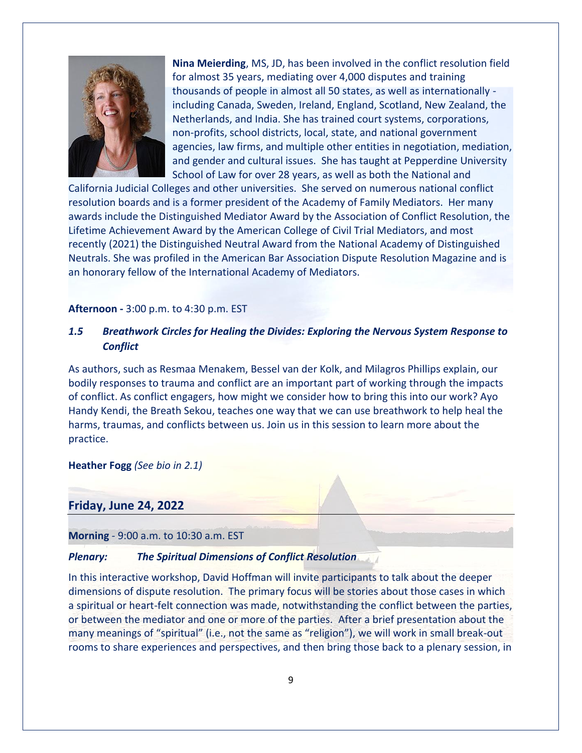**Nina Meierding**, MS, JD, has been involved in the conflict resolution field for almost 35 years, mediating over 4,000 disputes and training thousands of people in almost all 50 states, as well as internationally - including Canada, Sweden, Ireland, England, Scotland, New Zealand, the Netherlands, and India. She has trained court systems, corporations, non-profits, school districts, local, state, and national government agencies, law firms, and multiple other entities in negotiation, mediation, and gender and cultural issues. She has taught at Pepperdine University School of Law for over 28 years, as well as both the National and California Judicial Colleges and other universities. She served on numerous national conflict resolution boards and is a former president of the Academy of Family Mediators. Her many awards include the Distinguished Mediator Award by the Association of Conflict Resolution, the Lifetime Achievement Award by the American College of Civil Trial Mediators, and most recently (2021) the Distinguished Neutral Award from the National Academy of Distinguished Neutrals. She was profiled in the American Bar Association Dispute Resolution Magazine and is an honorary fellow of the International Academy of Mediators.

**Afternoon -** 3:00 p.m. to 4:30 p.m. EST

### *1.5 Breathwork Circles for Healing the Divides: Exploring the Nervous System Response to Conflict*

As authors, such as Resmaa Menakem, Bessel van der Kolk, and Milagros Phillips explain, our bodily responses to trauma and conflict are an important part of working through the impacts of conflict. As conflict engagers, how might we consider how to bring this into our work? Ayo Handy Kendi, the Breath Sekou, teaches one way that we can use breathwork to help heal the harms, traumas, and conflicts between us. Join us in this session to learn more about the practice.

**Heather Fogg** *(See bio in 2.1)*

## Friday, June 24, 2022

**Morning** - 9:00 a.m. to 10:30 a.m. EST

### *Plenary: The Spiritual Dimensions of Conflict Resolution*

In this interactive workshop, David Hoffman will invite participants to talk about the deeper dimensions of dispute resolution. The primary focus will be stories about those cases in which a spiritual or heart-felt connection was made, notwithstanding the conflict between the parties, or between the mediator and one or more of the parties. After a brief presentation about the many meanings of "spiritual" (i.e., not the same as "religion"), we will work in small break-out rooms to share experiences and perspectives, and then bring those back to a plenary session, in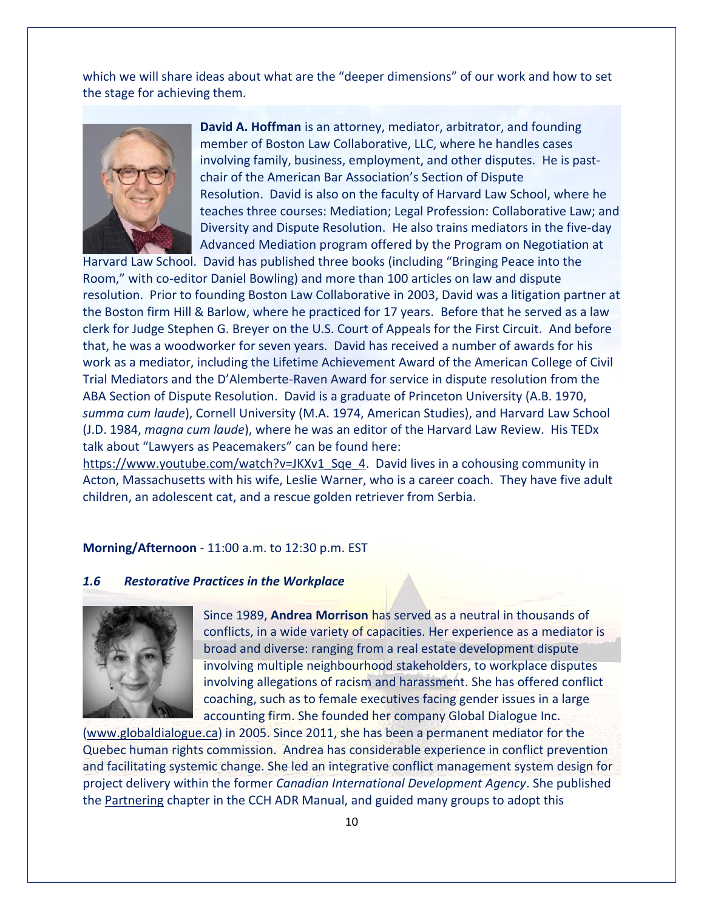which we will share ideas about what are the "deeper dimensions" of our work and how to set the stage for achieving them.

**David A. Hoffman** is an attorney, mediator, arbitrator, and founding member of Boston Law Collaborative, LLC, where he handles cases involving family, business, employment, and other disputes. He is past-chair of the American Bar Association's Section of Dispute Resolution. David is also on the faculty of Harvard Law School, where he teaches three courses: Mediation; Legal Profession: Collaborative Law; and Diversity and Dispute Resolution. He also trains mediators in the five-day Advanced Mediation program offered by the Program on Negotiation at Harvard Law School. David has published three books (including "Bringing Peace into the Room," with co-editor Daniel Bowling) and more than 100 articles on law and dispute resolution. Prior to founding Boston Law Collaborative in 2003, David was a litigation partner at the Boston firm Hill & Barlow, where he practiced for 17 years. Before that he served as a law clerk for Judge Stephen G. Breyer on the U.S. Court of Appeals for the First Circuit. And before that, he was a woodworker for seven years. David has received a number of awards for his work as a mediator, including the Lifetime Achievement Award of the American College of Civil Trial Mediators and the D'Alemberte-Raven Award for service in dispute resolution from the ABA Section of Dispute Resolution. David is a graduate of Princeton University (A.B. 1970, *summa cum laude*), Cornell University (M.A. 1974, American Studies), and Harvard Law School (J.D. 1984, *magna cum laude*), where he was an editor of the Harvard Law Review. His TEDx talk about "Lawyers as Peacemakers" can be found here: https://www.youtube.com/watch?v=JKXv1_Sqe_4. David lives in a cohousing community in Acton, Massachusetts with his wife, Leslie Warner, who is a career coach. They have five adult children, an adolescent cat, and a rescue golden retriever from Serbia.

**Morning/Afternoon** - 11:00 a.m. to 12:30 p.m. EST

### *1.6 Restorative Practices in the Workplace*

Since 1989, **Andrea Morrison** has served as a neutral in thousands of conflicts, in a wide variety of capacities. Her experience as a mediator is broad and diverse: ranging from a real estate development dispute involving multiple neighbourhood stakeholders, to workplace disputes involving allegations of racism and harassment. She has offered conflict coaching, such as to female executives facing gender issues in a large accounting firm. She founded her company Global Dialogue Inc. (www.globaldialogue.ca) in 2005. Since 2011, she has been a permanent mediator for the Quebec human rights commission. Andrea has considerable experience in conflict prevention and facilitating systemic change. She led an integrative conflict management system design for project delivery within the former *Canadian International Development Agency*. She published the Partnering chapter in the CCH ADR Manual, and guided many groups to adopt this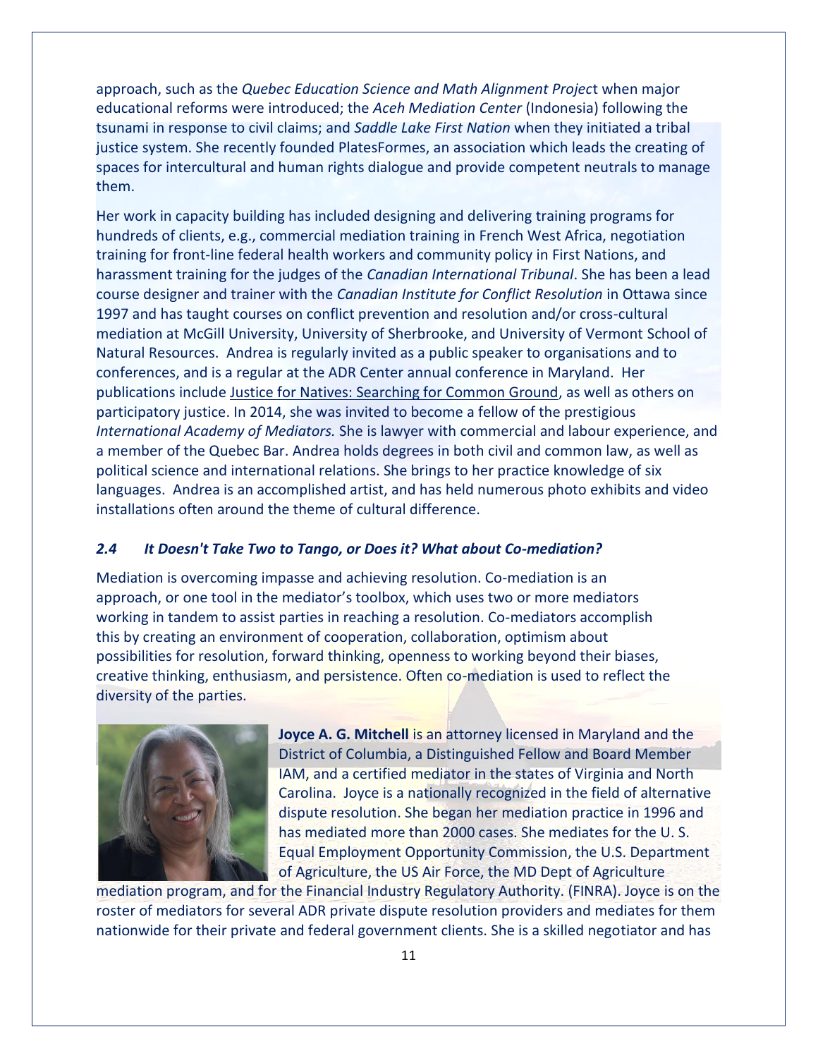approach, such as the *Quebec Education Science and Math Alignment Project* when major educational reforms were introduced; the *Aceh Mediation Center* (Indonesia) following the tsunami in response to civil claims; and *Saddle Lake First Nation* when they initiated a tribal justice system. She recently founded PlatesFormes, an association which leads the creating of spaces for intercultural and human rights dialogue and provide competent neutrals to manage them.

Her work in capacity building has included designing and delivering training programs for hundreds of clients, e.g., commercial mediation training in French West Africa, negotiation training for front-line federal health workers and community policy in First Nations, and harassment training for the judges of the *Canadian International Tribunal*. She has been a lead course designer and trainer with the *Canadian Institute for Conflict Resolution* in Ottawa since 1997 and has taught courses on conflict prevention and resolution and/or cross-cultural mediation at McGill University, University of Sherbrooke, and University of Vermont School of Natural Resources. Andrea is regularly invited as a public speaker to organisations and to conferences, and is a regular at the ADR Center annual conference in Maryland. Her publications include Justice for Natives: Searching for Common Ground, as well as others on participatory justice. In 2014, she was invited to become a fellow of the prestigious *International Academy of Mediators.* She is lawyer with commercial and labour experience, and a member of the Quebec Bar. Andrea holds degrees in both civil and common law, as well as political science and international relations. She brings to her practice knowledge of six languages. Andrea is an accomplished artist, and has held numerous photo exhibits and video installations often around the theme of cultural difference.

### *2.4 It Doesn't Take Two to Tango, or Does it? What about Co-mediation?*

Mediation is overcoming impasse and achieving resolution. Co-mediation is an approach, or one tool in the mediator's toolbox, which uses two or more mediators working in tandem to assist parties in reaching a resolution. Co-mediators accomplish this by creating an environment of cooperation, collaboration, optimism about possibilities for resolution, forward thinking, openness to working beyond their biases, creative thinking, enthusiasm, and persistence. Often co-mediation is used to reflect the diversity of the parties.

**Joyce A. G. Mitchell** is an attorney licensed in Maryland and the District of Columbia, a Distinguished Fellow and Board Member IAM, and a certified mediator in the states of Virginia and North Carolina. Joyce is a nationally recognized in the field of alternative dispute resolution. She began her mediation practice in 1996 and has mediated more than 2000 cases. She mediates for the U. S. Equal Employment Opportunity Commission, the U.S. Department of Agriculture, the US Air Force, the MD Dept of Agriculture mediation program, and for the Financial Industry Regulatory Authority. (FINRA). Joyce is on the roster of mediators for several ADR private dispute resolution providers and mediates for them nationwide for their private and federal government clients. She is a skilled negotiator and has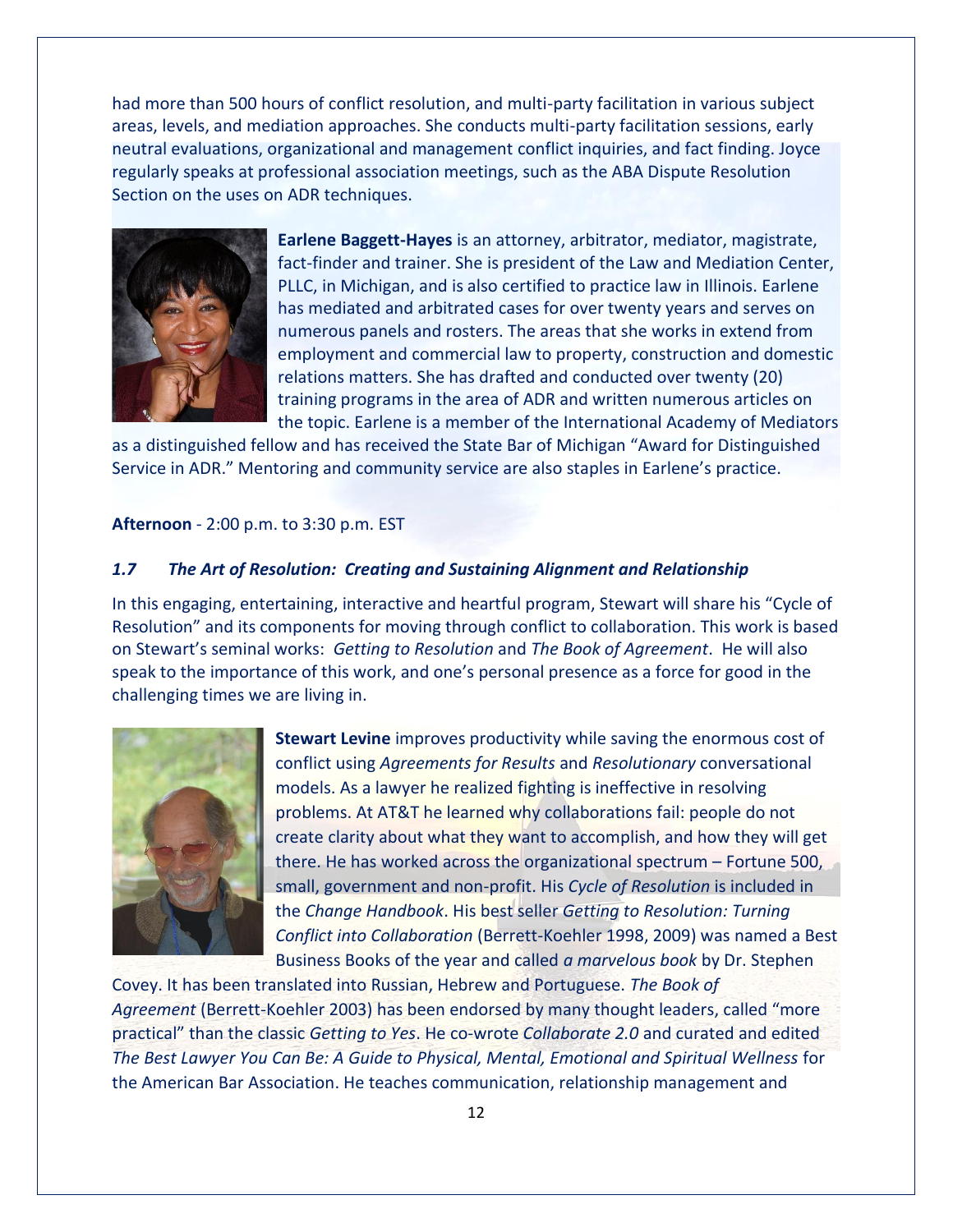had more than 500 hours of conflict resolution, and multi-party facilitation in various subject areas, levels, and mediation approaches. She conducts multi-party facilitation sessions, early neutral evaluations, organizational and management conflict inquiries, and fact finding. Joyce regularly speaks at professional association meetings, such as the ABA Dispute Resolution Section on the uses on ADR techniques.

**Earlene Baggett-Hayes** is an attorney, arbitrator, mediator, magistrate, fact-finder and trainer. She is president of the Law and Mediation Center, PLLC, in Michigan, and is also certified to practice law in Illinois. Earlene has mediated and arbitrated cases for over twenty years and serves on numerous panels and rosters. The areas that she works in extend from employment and commercial law to property, construction and domestic relations matters. She has drafted and conducted over twenty (20) training programs in the area of ADR and written numerous articles on the topic. Earlene is a member of the International Academy of Mediators as a distinguished fellow and has received the State Bar of Michigan "Award for Distinguished Service in ADR." Mentoring and community service are also staples in Earlene's practice.

**Afternoon** - 2:00 p.m. to 3:30 p.m. EST

### *1.7 The Art of Resolution: Creating and Sustaining Alignment and Relationship*

In this engaging, entertaining, interactive and heartful program, Stewart will share his "Cycle of Resolution" and its components for moving through conflict to collaboration. This work is based on Stewart's seminal works: *Getting to Resolution* and *The Book of Agreement*. He will also speak to the importance of this work, and one's personal presence as a force for good in the challenging times we are living in.

**Stewart Levine** improves productivity while saving the enormous cost of conflict using *Agreements for Results* and *Resolutionary* conversational models. As a lawyer he realized fighting is ineffective in resolving problems. At AT&T he learned why collaborations fail: people do not create clarity about what they want to accomplish, and how they will get there. He has worked across the organizational spectrum – Fortune 500, small, government and non-profit. His *Cycle of Resolution* is included in the *Change Handbook*. His best seller *Getting to Resolution: Turning Conflict into Collaboration* (Berrett-Koehler 1998, 2009) was named a Best Business Books of the year and called *a marvelous book* by Dr. Stephen Covey. It has been translated into Russian, Hebrew and Portuguese. *The Book of Agreement* (Berrett-Koehler 2003) has been endorsed by many thought leaders, called "more practical" than the classic *Getting to Yes*. He co-wrote *Collaborate 2.0* and curated and edited *The Best Lawyer You Can Be: A Guide to Physical, Mental, Emotional and Spiritual Wellness* for the American Bar Association. He teaches communication, relationship management and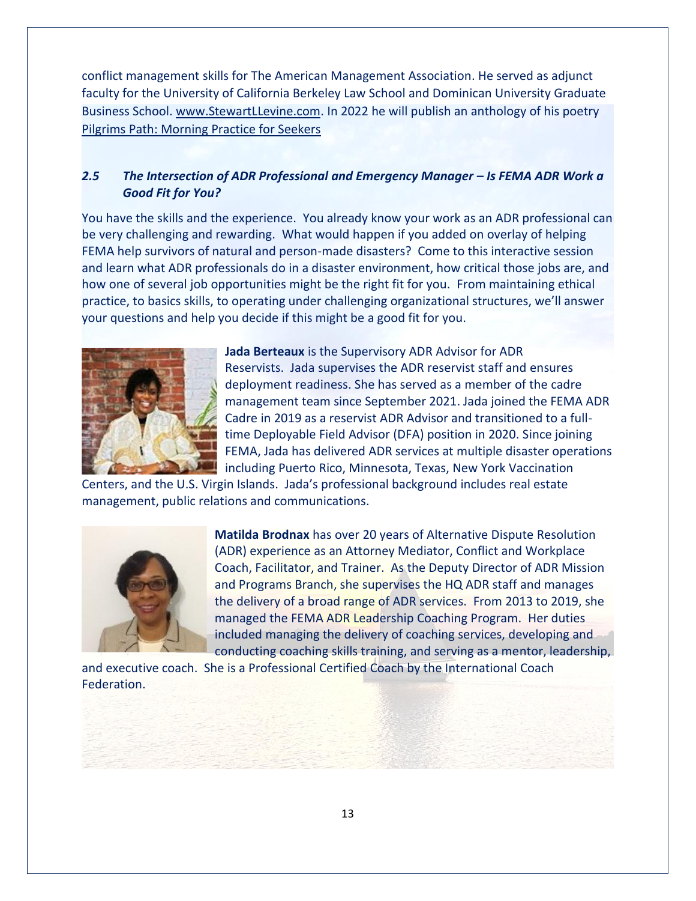conflict management skills for The American Management Association. He served as adjunct faculty for the University of California Berkeley Law School and Dominican University Graduate Business School. www.StewartLLevine.com. In 2022 he will publish an anthology of his poetry Pilgrims Path: Morning Practice for Seekers

### *2.5 The Intersection of ADR Professional and Emergency Manager – Is FEMA ADR Work a Good Fit for You?*

You have the skills and the experience. You already know your work as an ADR professional can be very challenging and rewarding. What would happen if you added on overlay of helping FEMA help survivors of natural and person-made disasters? Come to this interactive session and learn what ADR professionals do in a disaster environment, how critical those jobs are, and how one of several job opportunities might be the right fit for you. From maintaining ethical practice, to basics skills, to operating under challenging organizational structures, we'll answer your questions and help you decide if this might be a good fit for you.

**Jada Berteaux** is the Supervisory ADR Advisor for ADR Reservists. Jada supervises the ADR reservist staff and ensures deployment readiness. She has served as a member of the cadre management team since September 2021. Jada joined the FEMA ADR Cadre in 2019 as a reservist ADR Advisor and transitioned to a full-time Deployable Field Advisor (DFA) position in 2020. Since joining FEMA, Jada has delivered ADR services at multiple disaster operations including Puerto Rico, Minnesota, Texas, New York Vaccination Centers, and the U.S. Virgin Islands. Jada's professional background includes real estate management, public relations and communications.

**Matilda Brodnax** has over 20 years of Alternative Dispute Resolution (ADR) experience as an Attorney Mediator, Conflict and Workplace Coach, Facilitator, and Trainer. As the Deputy Director of ADR Mission and Programs Branch, she supervises the HQ ADR staff and manages the delivery of a broad range of ADR services. From 2013 to 2019, she managed the FEMA ADR Leadership Coaching Program. Her duties included managing the delivery of coaching services, developing and conducting coaching skills training, and serving as a mentor, leadership, and executive coach. She is a Professional Certified Coach by the International Coach Federation.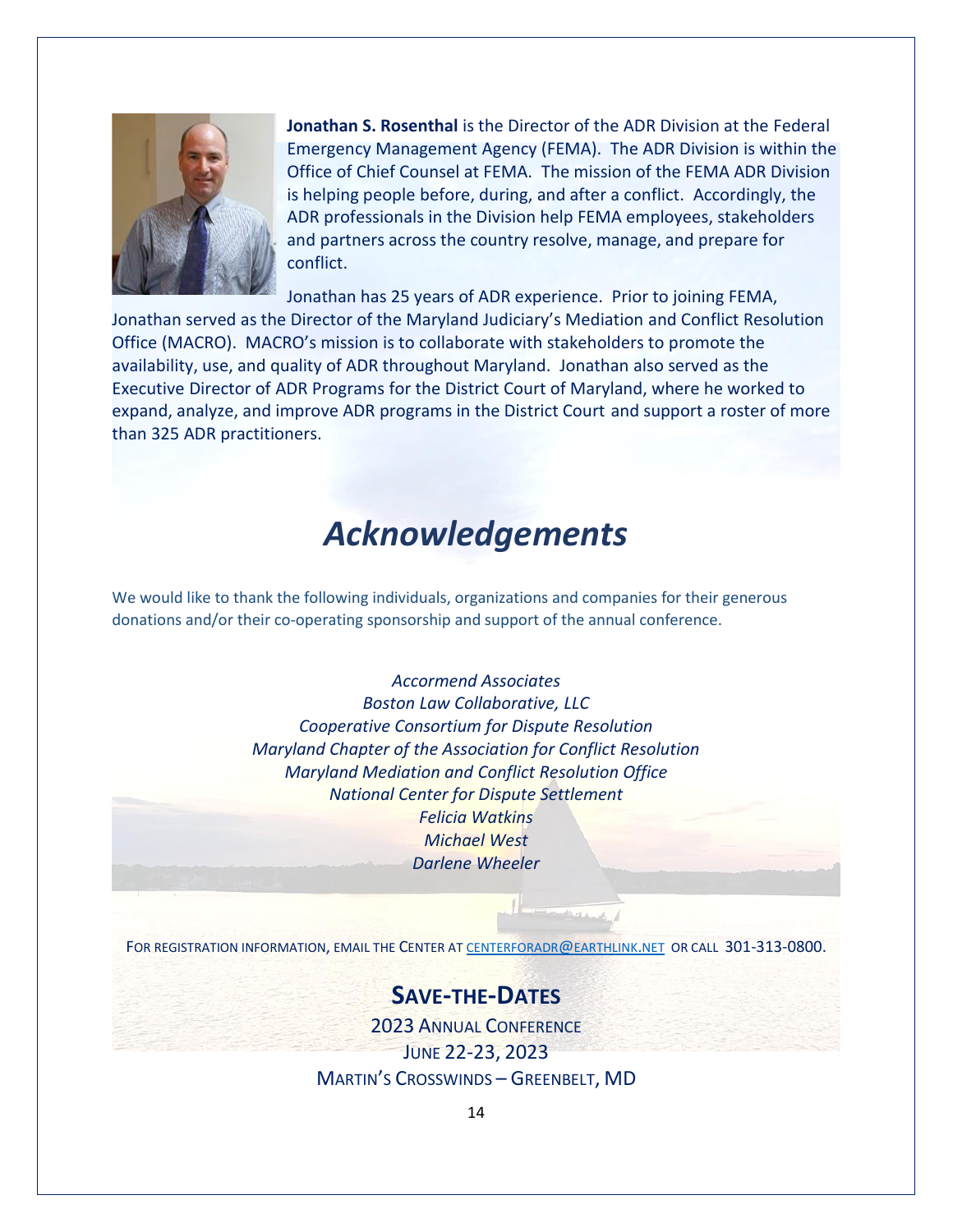**Jonathan S. Rosenthal** is the Director of the ADR Division at the Federal Emergency Management Agency (FEMA). The ADR Division is within the Office of Chief Counsel at FEMA. The mission of the FEMA ADR Division is helping people before, during, and after a conflict. Accordingly, the ADR professionals in the Division help FEMA employees, stakeholders and partners across the country resolve, manage, and prepare for conflict.

Jonathan has 25 years of ADR experience. Prior to joining FEMA, Jonathan served as the Director of the Maryland Judiciary's Mediation and Conflict Resolution Office (MACRO). MACRO's mission is to collaborate with stakeholders to promote the availability, use, and quality of ADR throughout Maryland. Jonathan also served as the Executive Director of ADR Programs for the District Court of Maryland, where he worked to expand, analyze, and improve ADR programs in the District Court and support a roster of more than 325 ADR practitioners.

# *Acknowledgements*

We would like to thank the following individuals, organizations and companies for their generous donations and/or their co-operating sponsorship and support of the annual conference.

*Accormend Associates*
*Boston Law Collaborative, LLC*
*Cooperative Consortium for Dispute Resolution*
*Maryland Chapter of the Association for Conflict Resolution*
*Maryland Mediation and Conflict Resolution Office*
*National Center for Dispute Settlement*
*Felicia Watkins*
*Michael West*
*Darlene Wheeler*

FOR REGISTRATION INFORMATION, EMAIL THE CENTER AT CENTERFORADR@EARTHLINK.NET OR CALL 301-313-0800.

## SAVE-THE-DATES

2023 ANNUAL CONFERENCE
JUNE 22-23, 2023
MARTIN'S CROSSWINDS – GREENBELT, MD